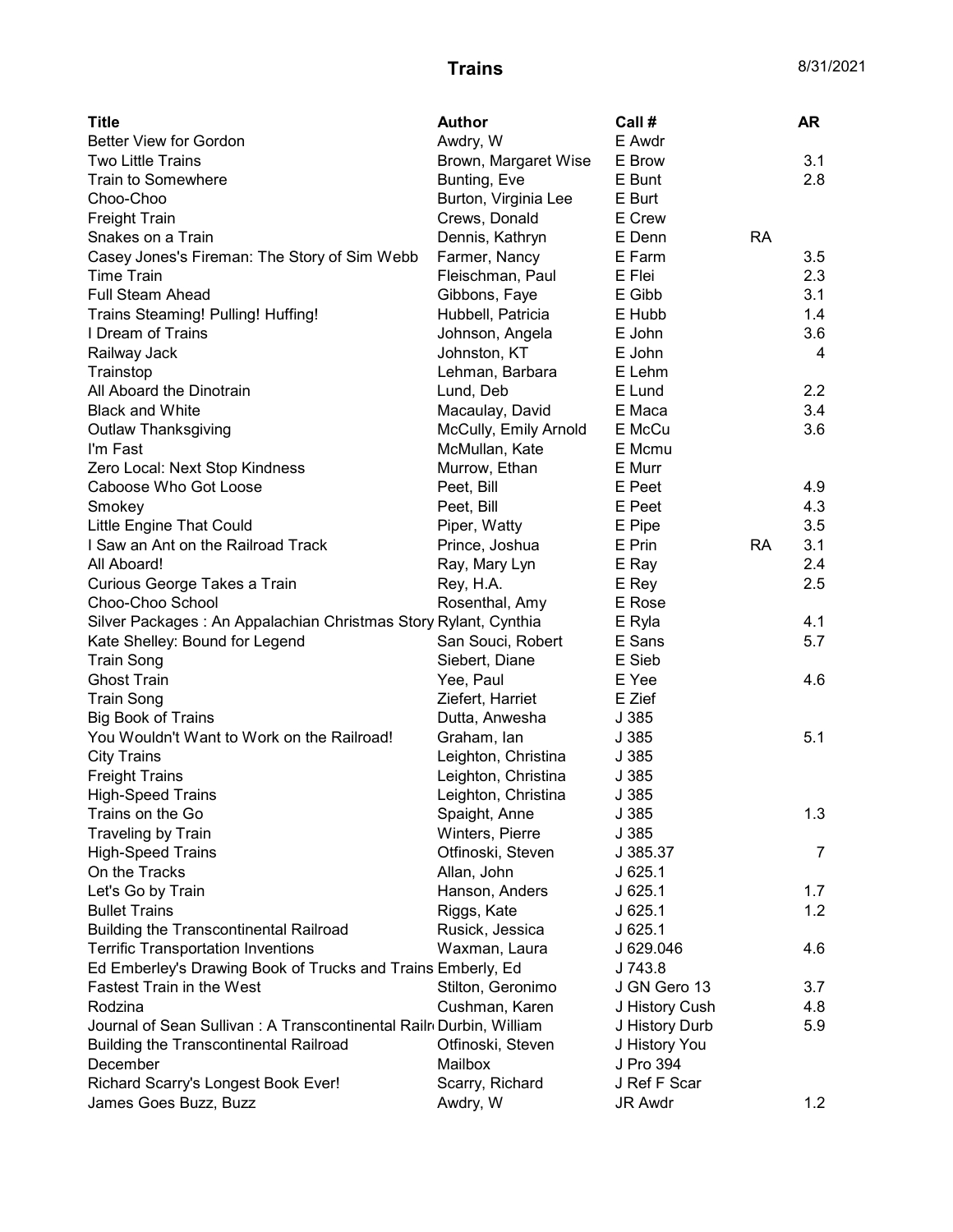# Trains

8/31/2021

| Title | Author | Call # | | AR |
|---|---|---|---|---|
| Better View for Gordon | Awdry, W | E Awdr | | |
| Two Little Trains | Brown, Margaret Wise | E Brow | | 3.1 |
| Train to Somewhere | Bunting, Eve | E Bunt | | 2.8 |
| Choo-Choo | Burton, Virginia Lee | E Burt | | |
| Freight Train | Crews, Donald | E Crew | | |
| Snakes on a Train | Dennis, Kathryn | E Denn | RA | |
| Casey Jones's Fireman: The Story of Sim Webb | Farmer, Nancy | E Farm | | 3.5 |
| Time Train | Fleischman, Paul | E Flei | | 2.3 |
| Full Steam Ahead | Gibbons, Faye | E Gibb | | 3.1 |
| Trains Steaming! Pulling! Huffing! | Hubbell, Patricia | E Hubb | | 1.4 |
| I Dream of Trains | Johnson, Angela | E John | | 3.6 |
| Railway Jack | Johnston, KT | E John | | 4 |
| Trainstop | Lehman, Barbara | E Lehm | | |
| All Aboard the Dinotrain | Lund, Deb | E Lund | | 2.2 |
| Black and White | Macaulay, David | E Maca | | 3.4 |
| Outlaw Thanksgiving | McCully, Emily Arnold | E McCu | | 3.6 |
| I'm Fast | McMullan, Kate | E Mcmu | | |
| Zero Local: Next Stop Kindness | Murrow, Ethan | E Murr | | |
| Caboose Who Got Loose | Peet, Bill | E Peet | | 4.9 |
| Smokey | Peet, Bill | E Peet | | 4.3 |
| Little Engine That Could | Piper, Watty | E Pipe | | 3.5 |
| I Saw an Ant on the Railroad Track | Prince, Joshua | E Prin | RA | 3.1 |
| All Aboard! | Ray, Mary Lyn | E Ray | | 2.4 |
| Curious George Takes a Train | Rey, H.A. | E Rey | | 2.5 |
| Choo-Choo School | Rosenthal, Amy | E Rose | | |
| Silver Packages : An Appalachian Christmas Story | Rylant, Cynthia | E Ryla | | 4.1 |
| Kate Shelley: Bound for Legend | San Souci, Robert | E Sans | | 5.7 |
| Train Song | Siebert, Diane | E Sieb | | |
| Ghost Train | Yee, Paul | E Yee | | 4.6 |
| Train Song | Ziefert, Harriet | E Zief | | |
| Big Book of Trains | Dutta, Anwesha | J 385 | | |
| You Wouldn't Want to Work on the Railroad! | Graham, Ian | J 385 | | 5.1 |
| City Trains | Leighton, Christina | J 385 | | |
| Freight Trains | Leighton, Christina | J 385 | | |
| High-Speed Trains | Leighton, Christina | J 385 | | |
| Trains on the Go | Spaight, Anne | J 385 | | 1.3 |
| Traveling by Train | Winters, Pierre | J 385 | | |
| High-Speed Trains | Otfinoski, Steven | J 385.37 | | 7 |
| On the Tracks | Allan, John | J 625.1 | | |
| Let's Go by Train | Hanson, Anders | J 625.1 | | 1.7 |
| Bullet Trains | Riggs, Kate | J 625.1 | | 1.2 |
| Building the Transcontinental Railroad | Rusick, Jessica | J 625.1 | | |
| Terrific Transportation Inventions | Waxman, Laura | J 629.046 | | 4.6 |
| Ed Emberley's Drawing Book of Trucks and Trains | Emberly, Ed | J 743.8 | | |
| Fastest Train in the West | Stilton, Geronimo | J GN Gero 13 | | 3.7 |
| Rodzina | Cushman, Karen | J History Cush | | 4.8 |
| Journal of Sean Sullivan : A Transcontinental Railr | Durbin, William | J History Durb | | 5.9 |
| Building the Transcontinental Railroad | Otfinoski, Steven | J History You | | |
| December | Mailbox | J Pro 394 | | |
| Richard Scarry's Longest Book Ever! | Scarry, Richard | J Ref F Scar | | |
| James Goes Buzz, Buzz | Awdry, W | JR Awdr | | 1.2 |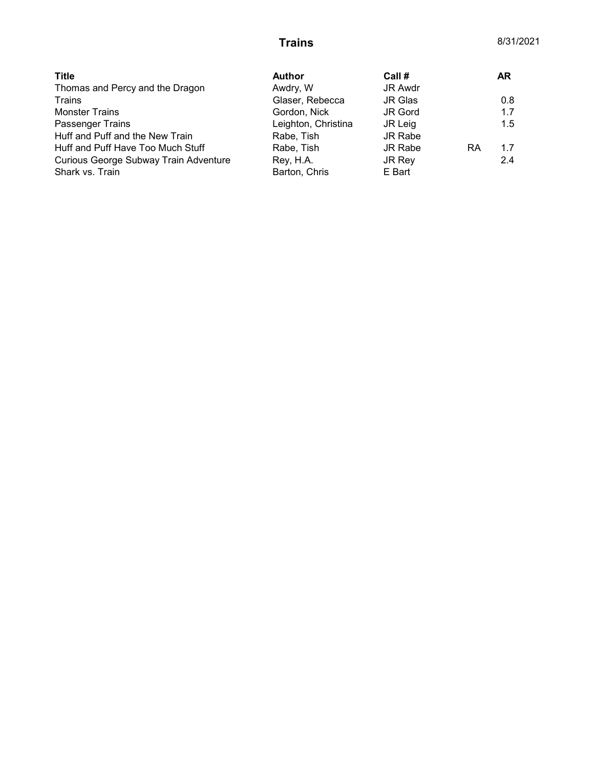# Trains

8/31/2021

| Title | Author | Call # | | AR |
|---|---|---|---|---|
| Thomas and Percy and the Dragon | Awdry, W | JR Awdr | | |
| Trains | Glaser, Rebecca | JR Glas | | 0.8 |
| Monster Trains | Gordon, Nick | JR Gord | | 1.7 |
| Passenger Trains | Leighton, Christina | JR Leig | | 1.5 |
| Huff and Puff and the New Train | Rabe, Tish | JR Rabe | | |
| Huff and Puff Have Too Much Stuff | Rabe, Tish | JR Rabe | RA | 1.7 |
| Curious George Subway Train Adventure | Rey, H.A. | JR Rey | | 2.4 |
| Shark vs. Train | Barton, Chris | E Bart | | |